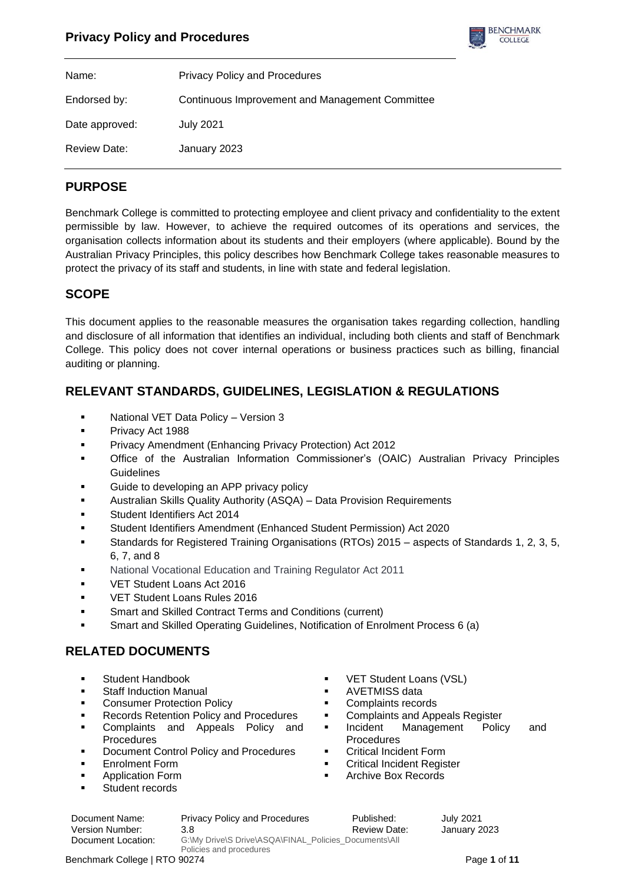| Name: | Privacy Policy and Procedures |
|---|---|
| Endorsed by: | Continuous Improvement and Management Committee |
| Date approved: | July 2021 |
| Review Date: | January 2023 |

## PURPOSE

Benchmark College is committed to protecting employee and client privacy and confidentiality to the extent permissible by law. However, to achieve the required outcomes of its operations and services, the organisation collects information about its students and their employers (where applicable). Bound by the Australian Privacy Principles, this policy describes how Benchmark College takes reasonable measures to protect the privacy of its staff and students, in line with state and federal legislation.

## SCOPE

This document applies to the reasonable measures the organisation takes regarding collection, handling and disclosure of all information that identifies an individual, including both clients and staff of Benchmark College. This policy does not cover internal operations or business practices such as billing, financial auditing or planning.

## RELEVANT STANDARDS, GUIDELINES, LEGISLATION & REGULATIONS

- National VET Data Policy – Version 3
- Privacy Act 1988
- Privacy Amendment (Enhancing Privacy Protection) Act 2012
- Office of the Australian Information Commissioner's (OAIC) Australian Privacy Principles Guidelines
- Guide to developing an APP privacy policy
- Australian Skills Quality Authority (ASQA) – Data Provision Requirements
- Student Identifiers Act 2014
- Student Identifiers Amendment (Enhanced Student Permission) Act 2020
- Standards for Registered Training Organisations (RTOs) 2015 – aspects of Standards 1, 2, 3, 5, 6, 7, and 8
- National Vocational Education and Training Regulator Act 2011
- VET Student Loans Act 2016
- VET Student Loans Rules 2016
- Smart and Skilled Contract Terms and Conditions (current)
- Smart and Skilled Operating Guidelines, Notification of Enrolment Process 6 (a)

## RELATED DOCUMENTS

- Student Handbook
- Staff Induction Manual
- Consumer Protection Policy
- Records Retention Policy and Procedures
- Complaints and Appeals Policy and Procedures
- Document Control Policy and Procedures
- Enrolment Form
- Application Form
- Student records
- VET Student Loans (VSL)
- AVETMISS data
- Complaints records
- Complaints and Appeals Register
- Incident Management Policy and Procedures
- Critical Incident Form
- Critical Incident Register
- Archive Box Records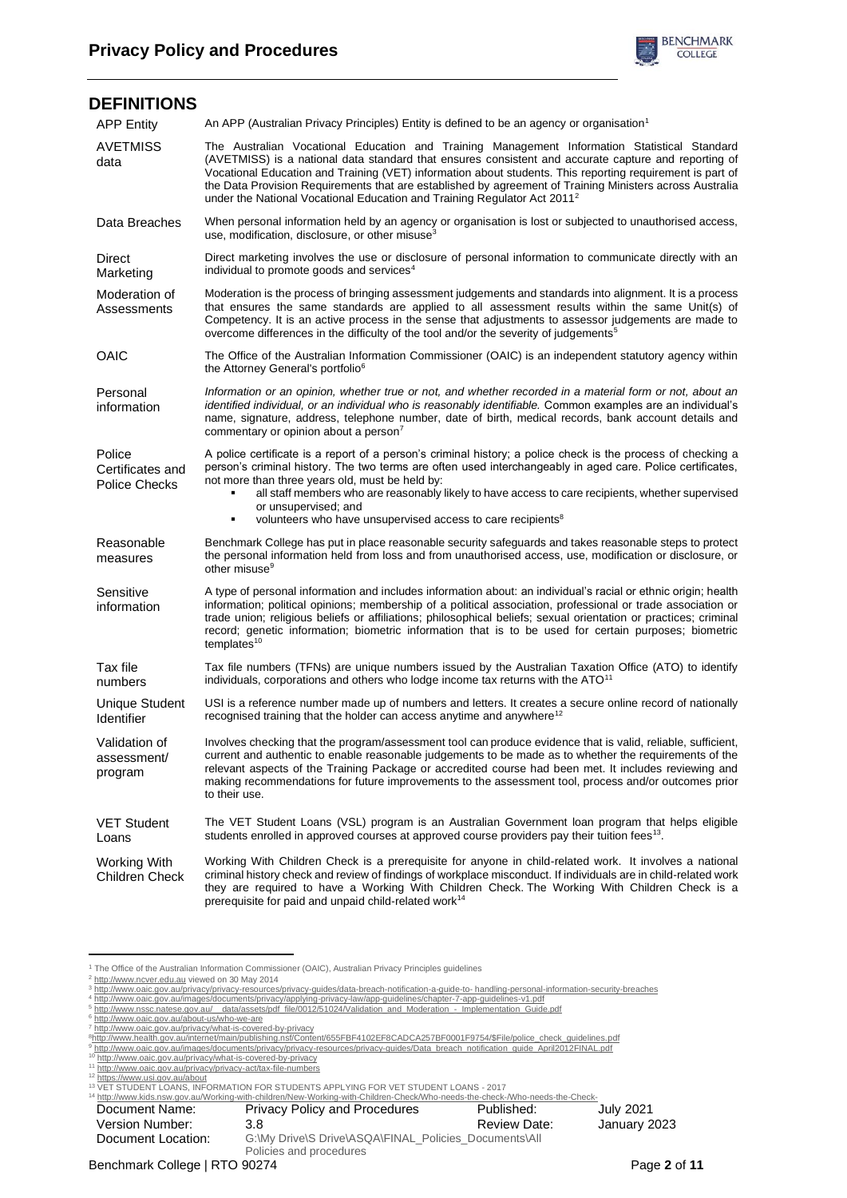## DEFINITIONS

| Term | Definition |
|---|---|
| APP Entity | An APP (Australian Privacy Principles) Entity is defined to be an agency or organisation[1] |
| AVETMISS data | The Australian Vocational Education and Training Management Information Statistical Standard (AVETMISS) is a national data standard that ensures consistent and accurate capture and reporting of Vocational Education and Training (VET) information about students. This reporting requirement is part of the Data Provision Requirements that are established by agreement of Training Ministers across Australia under the National Vocational Education and Training Regulator Act 2011[2] |
| Data Breaches | When personal information held by an agency or organisation is lost or subjected to unauthorised access, use, modification, disclosure, or other misuse[3] |
| Direct Marketing | Direct marketing involves the use or disclosure of personal information to communicate directly with an individual to promote goods and services[4] |
| Moderation of Assessments | Moderation is the process of bringing assessment judgements and standards into alignment. It is a process that ensures the same standards are applied to all assessment results within the same Unit(s) of Competency. It is an active process in the sense that adjustments to assessor judgements are made to overcome differences in the difficulty of the tool and/or the severity of judgements[5] |
| OAIC | The Office of the Australian Information Commissioner (OAIC) is an independent statutory agency within the Attorney General's portfolio[6] |
| Personal information | *Information or an opinion, whether true or not, and whether recorded in a material form or not, about an identified individual, or an individual who is reasonably identifiable.* Common examples are an individual's name, signature, address, telephone number, date of birth, medical records, bank account details and commentary or opinion about a person[7] |
| Police Certificates and Police Checks | A police certificate is a report of a person's criminal history; a police check is the process of checking a person's criminal history. The two terms are often used interchangeably in aged care. Police certificates, not more than three years old, must be held by: <br>▪ all staff members who are reasonably likely to have access to care recipients, whether supervised or unsupervised; and <br>▪ volunteers who have unsupervised access to care recipients[8] |
| Reasonable measures | Benchmark College has put in place reasonable security safeguards and takes reasonable steps to protect the personal information held from loss and from unauthorised access, use, modification or disclosure, or other misuse[9] |
| Sensitive information | A type of personal information and includes information about: an individual's racial or ethnic origin; health information; political opinions; membership of a political association, professional or trade association or trade union; religious beliefs or affiliations; philosophical beliefs; sexual orientation or practices; criminal record; genetic information; biometric information that is to be used for certain purposes; biometric templates[10] |
| Tax file numbers | Tax file numbers (TFNs) are unique numbers issued by the Australian Taxation Office (ATO) to identify individuals, corporations and others who lodge income tax returns with the ATO[11] |
| Unique Student Identifier | USI is a reference number made up of numbers and letters. It creates a secure online record of nationally recognised training that the holder can access anytime and anywhere[12] |
| Validation of assessment/ program | Involves checking that the program/assessment tool can produce evidence that is valid, reliable, sufficient, current and authentic to enable reasonable judgements to be made as to whether the requirements of the relevant aspects of the Training Package or accredited course had been met. It includes reviewing and making recommendations for future improvements to the assessment tool, process and/or outcomes prior to their use. |
| VET Student Loans | The VET Student Loans (VSL) program is an Australian Government loan program that helps eligible students enrolled in approved courses at approved course providers pay their tuition fees[13]. |
| Working With Children Check | Working With Children Check is a prerequisite for anyone in child-related work. It involves a national criminal history check and review of findings of workplace misconduct. If individuals are in child-related work they are required to have a Working With Children Check. The Working With Children Check is a prerequisite for paid and unpaid child-related work[14] |

---

[1] The Office of the Australian Information Commissioner (OAIC), Australian Privacy Principles guidelines
[2] http://www.ncver.edu.au viewed on 30 May 2014
[3] http://www.oaic.gov.au/privacy/privacy-resources/privacy-guides/data-breach-notification-a-guide-to- handling-personal-information-security-breaches
[4] http://www.oaic.gov.au/images/documents/privacy/applying-privacy-law/app-guidelines/chapter-7-app-guidelines-v1.pdf
[5] http://www.nssc.natese.gov.au/__data/assets/pdf_file/0012/51024/Validation_and_Moderation_-_Implementation_Guide.pdf
[6] http://www.oaic.gov.au/about-us/who-we-are
[7] http://www.oaic.gov.au/privacy/what-is-covered-by-privacy
[8] http://www.health.gov.au/internet/main/publishing.nsf/Content/655FBF4102EF8CADCA257BF0001F9754/$File/police_check_guidelines.pdf
[9] http://www.oaic.gov.au/images/documents/privacy/privacy-resources/privacy-guides/Data_breach_notification_guide_April2012FINAL.pdf
[10] http://www.oaic.gov.au/privacy/what-is-covered-by-privacy
[11] http://www.oaic.gov.au/privacy/privacy-act/tax-file-numbers
[12] https://www.usi.gov.au/about
[13] VET STUDENT LOANS, INFORMATION FOR STUDENTS APPLYING FOR VET STUDENT LOANS - 2017
[14] http://www.kids.nsw.gov.au/Working-with-children/New-Working-with-Children-Check/Who-needs-the-check-/Who-needs-the-Check-

| Document Name: | Privacy Policy and Procedures | Published: | July 2021 |
|---|---|---|---|
| Version Number: | 3.8 | Review Date: | January 2023 |
| Document Location: | G:\My Drive\S Drive\ASQA\FINAL_Policies_Documents\All Policies and procedures | | |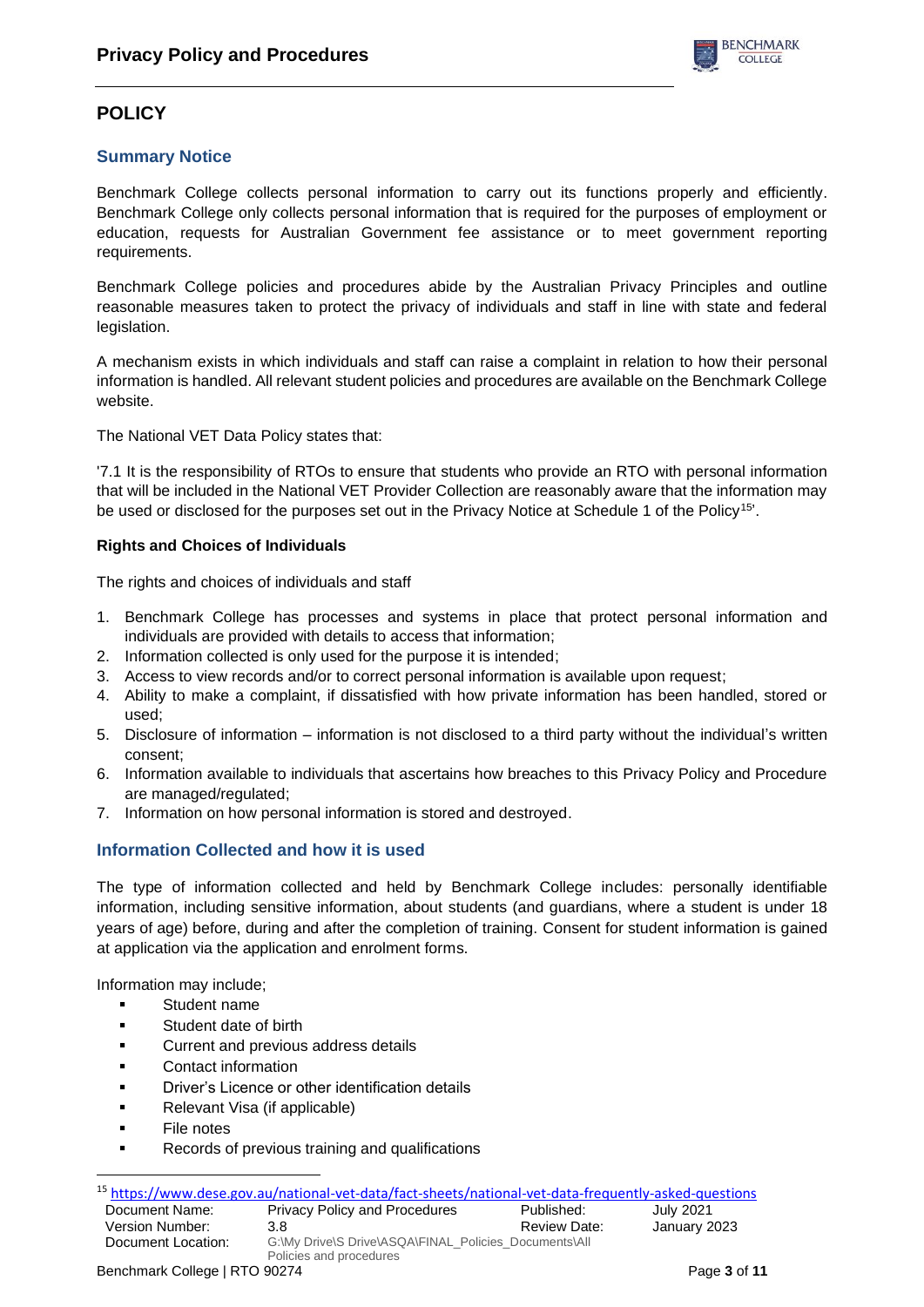# POLICY

## Summary Notice

Benchmark College collects personal information to carry out its functions properly and efficiently. Benchmark College only collects personal information that is required for the purposes of employment or education, requests for Australian Government fee assistance or to meet government reporting requirements.

Benchmark College policies and procedures abide by the Australian Privacy Principles and outline reasonable measures taken to protect the privacy of individuals and staff in line with state and federal legislation.

A mechanism exists in which individuals and staff can raise a complaint in relation to how their personal information is handled. All relevant student policies and procedures are available on the Benchmark College website.

The National VET Data Policy states that:

'7.1 It is the responsibility of RTOs to ensure that students who provide an RTO with personal information that will be included in the National VET Provider Collection are reasonably aware that the information may be used or disclosed for the purposes set out in the Privacy Notice at Schedule 1 of the Policy[15]'.

### Rights and Choices of Individuals

The rights and choices of individuals and staff

1. Benchmark College has processes and systems in place that protect personal information and individuals are provided with details to access that information;
2. Information collected is only used for the purpose it is intended;
3. Access to view records and/or to correct personal information is available upon request;
4. Ability to make a complaint, if dissatisfied with how private information has been handled, stored or used;
5. Disclosure of information – information is not disclosed to a third party without the individual's written consent;
6. Information available to individuals that ascertains how breaches to this Privacy Policy and Procedure are managed/regulated;
7. Information on how personal information is stored and destroyed.

## Information Collected and how it is used

The type of information collected and held by Benchmark College includes: personally identifiable information, including sensitive information, about students (and guardians, where a student is under 18 years of age) before, during and after the completion of training. Consent for student information is gained at application via the application and enrolment forms.

Information may include;

- Student name
- Student date of birth
- Current and previous address details
- Contact information
- Driver's Licence or other identification details
- Relevant Visa (if applicable)
- File notes
- Records of previous training and qualifications

[15] https://www.dese.gov.au/national-vet-data/fact-sheets/national-vet-data-frequently-asked-questions

| Document Name: | Privacy Policy and Procedures | Published: | July 2021 |
|---|---|---|---|
| Version Number: | 3.8 | Review Date: | January 2023 |
| Document Location: | G:\My Drive\S Drive\ASQA\FINAL_Policies_Documents\All Policies and procedures | | |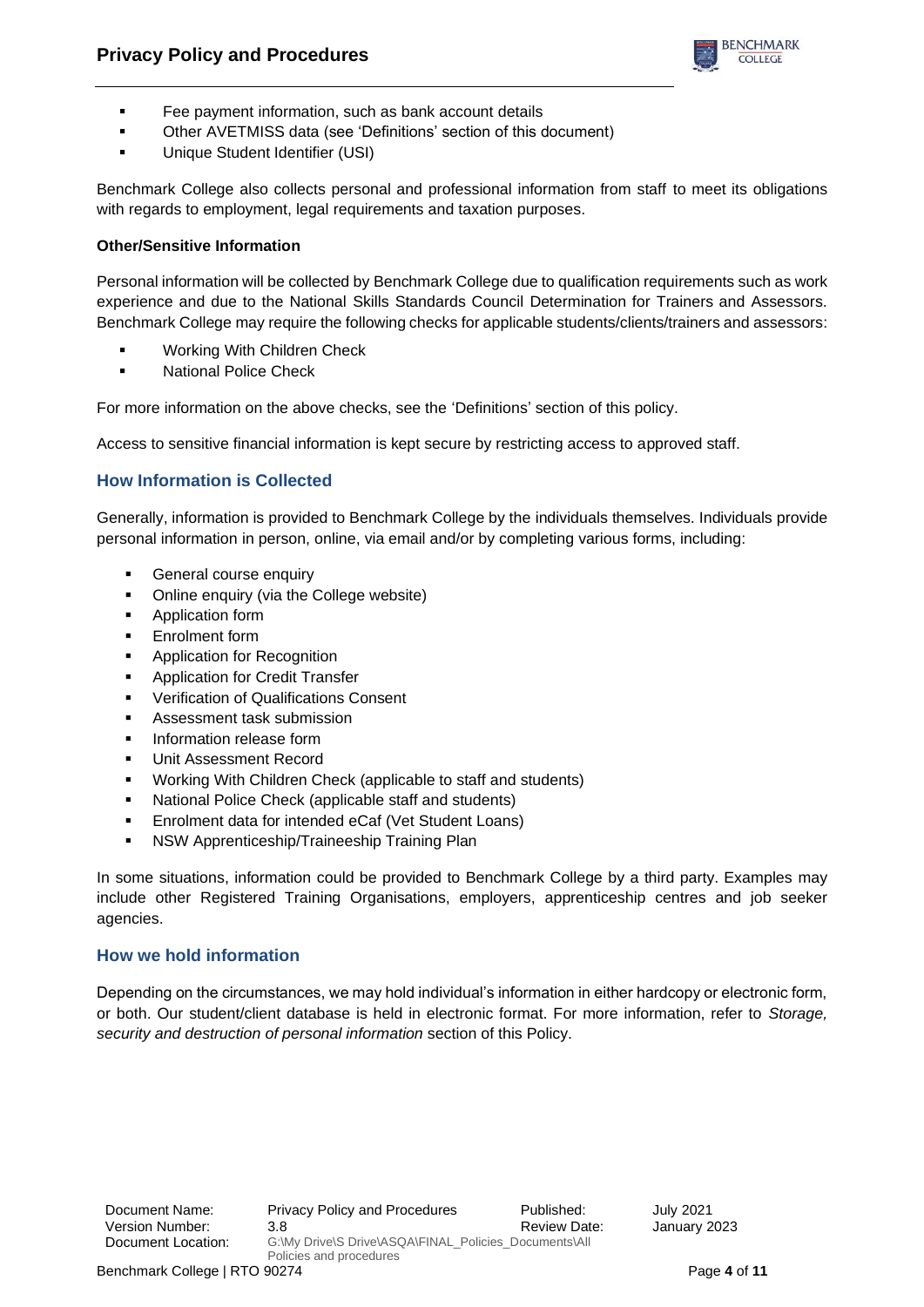- Fee payment information, such as bank account details
- Other AVETMISS data (see 'Definitions' section of this document)
- Unique Student Identifier (USI)

Benchmark College also collects personal and professional information from staff to meet its obligations with regards to employment, legal requirements and taxation purposes.

**Other/Sensitive Information**

Personal information will be collected by Benchmark College due to qualification requirements such as work experience and due to the National Skills Standards Council Determination for Trainers and Assessors. Benchmark College may require the following checks for applicable students/clients/trainers and assessors:

- Working With Children Check
- National Police Check

For more information on the above checks, see the 'Definitions' section of this policy.

Access to sensitive financial information is kept secure by restricting access to approved staff.

## How Information is Collected

Generally, information is provided to Benchmark College by the individuals themselves. Individuals provide personal information in person, online, via email and/or by completing various forms, including:

- General course enquiry
- Online enquiry (via the College website)
- Application form
- Enrolment form
- Application for Recognition
- Application for Credit Transfer
- Verification of Qualifications Consent
- Assessment task submission
- Information release form
- Unit Assessment Record
- Working With Children Check (applicable to staff and students)
- National Police Check (applicable staff and students)
- Enrolment data for intended eCaf (Vet Student Loans)
- NSW Apprenticeship/Traineeship Training Plan

In some situations, information could be provided to Benchmark College by a third party. Examples may include other Registered Training Organisations, employers, apprenticeship centres and job seeker agencies.

## How we hold information

Depending on the circumstances, we may hold individual's information in either hardcopy or electronic form, or both. Our student/client database is held in electronic format. For more information, refer to *Storage, security and destruction of personal information* section of this Policy.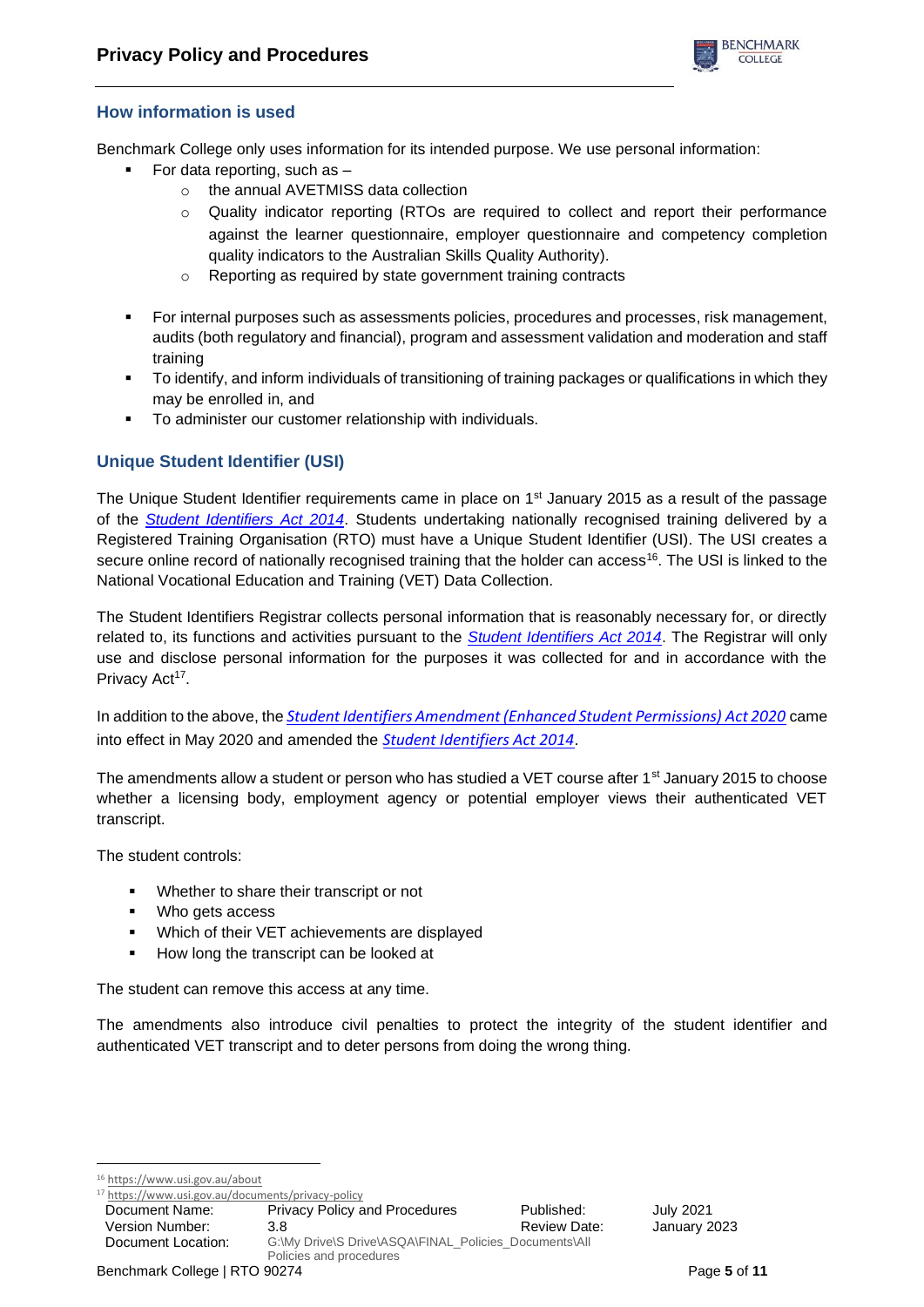## How information is used

Benchmark College only uses information for its intended purpose. We use personal information:

- For data reporting, such as –
  - the annual AVETMISS data collection
  - Quality indicator reporting (RTOs are required to collect and report their performance against the learner questionnaire, employer questionnaire and competency completion quality indicators to the Australian Skills Quality Authority).
  - Reporting as required by state government training contracts
- For internal purposes such as assessments policies, procedures and processes, risk management, audits (both regulatory and financial), program and assessment validation and moderation and staff training
- To identify, and inform individuals of transitioning of training packages or qualifications in which they may be enrolled in, and
- To administer our customer relationship with individuals.

## Unique Student Identifier (USI)

The Unique Student Identifier requirements came in place on 1st January 2015 as a result of the passage of the *Student Identifiers Act 2014*. Students undertaking nationally recognised training delivered by a Registered Training Organisation (RTO) must have a Unique Student Identifier (USI). The USI creates a secure online record of nationally recognised training that the holder can access[16]. The USI is linked to the National Vocational Education and Training (VET) Data Collection.

The Student Identifiers Registrar collects personal information that is reasonably necessary for, or directly related to, its functions and activities pursuant to the *Student Identifiers Act 2014*. The Registrar will only use and disclose personal information for the purposes it was collected for and in accordance with the Privacy Act[17].

In addition to the above, the *Student Identifiers Amendment (Enhanced Student Permissions) Act 2020* came into effect in May 2020 and amended the *Student Identifiers Act 2014*.

The amendments allow a student or person who has studied a VET course after 1st January 2015 to choose whether a licensing body, employment agency or potential employer views their authenticated VET transcript.

The student controls:

- Whether to share their transcript or not
- Who gets access
- Which of their VET achievements are displayed
- How long the transcript can be looked at

The student can remove this access at any time.

The amendments also introduce civil penalties to protect the integrity of the student identifier and authenticated VET transcript and to deter persons from doing the wrong thing.

[16] https://www.usi.gov.au/about

[17] https://www.usi.gov.au/documents/privacy-policy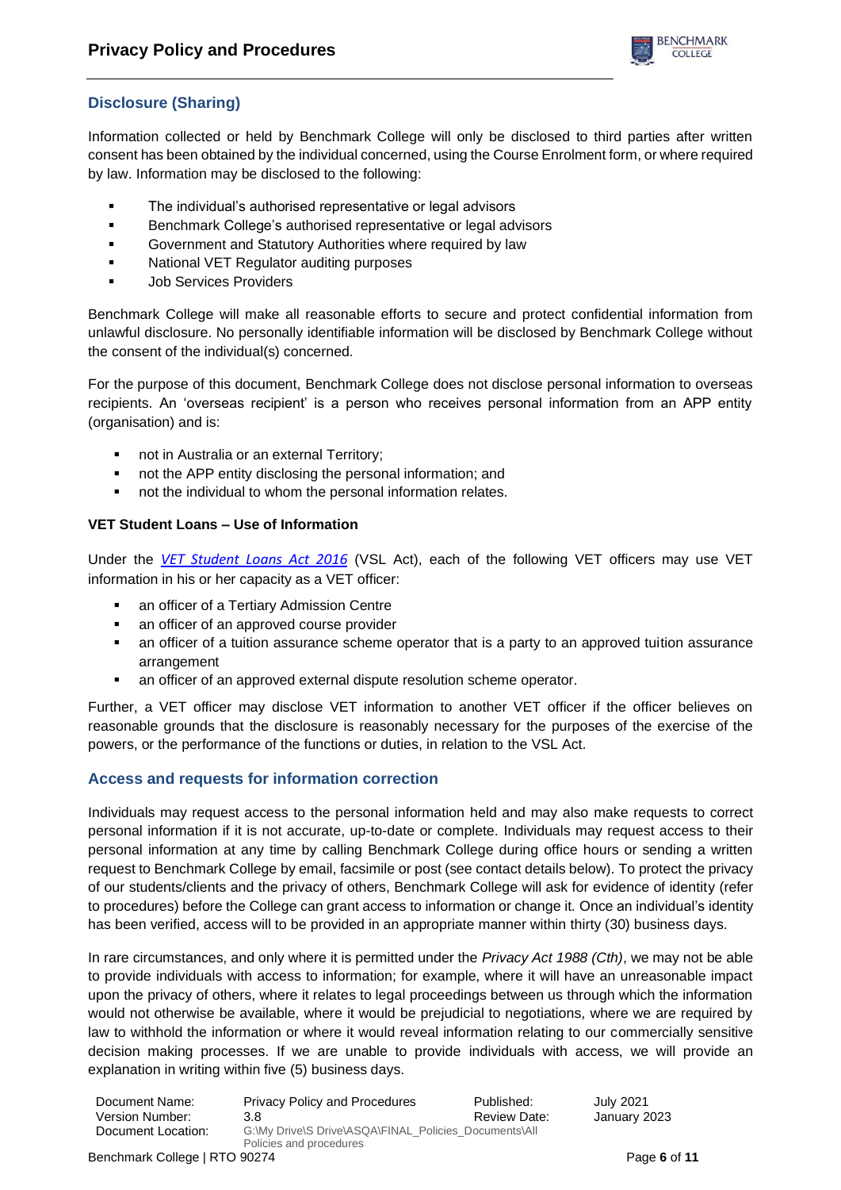## Disclosure (Sharing)

Information collected or held by Benchmark College will only be disclosed to third parties after written consent has been obtained by the individual concerned, using the Course Enrolment form, or where required by law. Information may be disclosed to the following:

- The individual's authorised representative or legal advisors
- Benchmark College's authorised representative or legal advisors
- Government and Statutory Authorities where required by law
- National VET Regulator auditing purposes
- Job Services Providers

Benchmark College will make all reasonable efforts to secure and protect confidential information from unlawful disclosure. No personally identifiable information will be disclosed by Benchmark College without the consent of the individual(s) concerned.

For the purpose of this document, Benchmark College does not disclose personal information to overseas recipients. An 'overseas recipient' is a person who receives personal information from an APP entity (organisation) and is:

- not in Australia or an external Territory;
- not the APP entity disclosing the personal information; and
- not the individual to whom the personal information relates.

**VET Student Loans – Use of Information**

Under the *VET Student Loans Act 2016* (VSL Act), each of the following VET officers may use VET information in his or her capacity as a VET officer:

- an officer of a Tertiary Admission Centre
- an officer of an approved course provider
- an officer of a tuition assurance scheme operator that is a party to an approved tuition assurance arrangement
- an officer of an approved external dispute resolution scheme operator.

Further, a VET officer may disclose VET information to another VET officer if the officer believes on reasonable grounds that the disclosure is reasonably necessary for the purposes of the exercise of the powers, or the performance of the functions or duties, in relation to the VSL Act.

## Access and requests for information correction

Individuals may request access to the personal information held and may also make requests to correct personal information if it is not accurate, up-to-date or complete. Individuals may request access to their personal information at any time by calling Benchmark College during office hours or sending a written request to Benchmark College by email, facsimile or post (see contact details below). To protect the privacy of our students/clients and the privacy of others, Benchmark College will ask for evidence of identity (refer to procedures) before the College can grant access to information or change it. Once an individual's identity has been verified, access will to be provided in an appropriate manner within thirty (30) business days.

In rare circumstances, and only where it is permitted under the *Privacy Act 1988 (Cth)*, we may not be able to provide individuals with access to information; for example, where it will have an unreasonable impact upon the privacy of others, where it relates to legal proceedings between us through which the information would not otherwise be available, where it would be prejudicial to negotiations, where we are required by law to withhold the information or where it would reveal information relating to our commercially sensitive decision making processes. If we are unable to provide individuals with access, we will provide an explanation in writing within five (5) business days.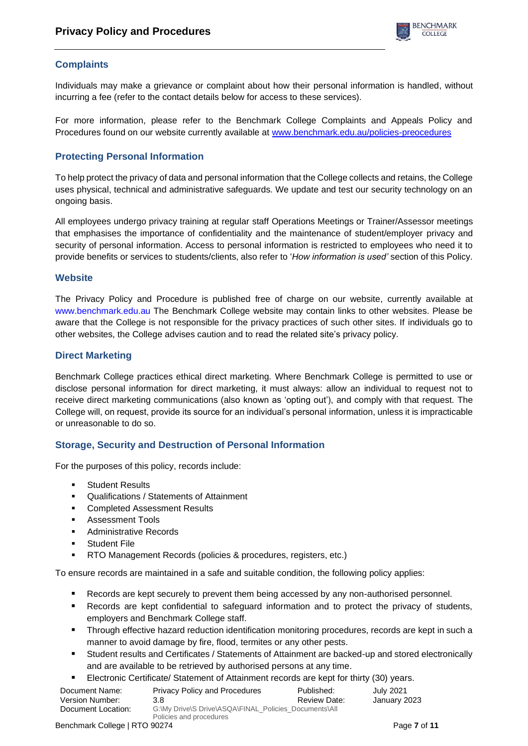## Complaints

Individuals may make a grievance or complaint about how their personal information is handled, without incurring a fee (refer to the contact details below for access to these services).

For more information, please refer to the Benchmark College Complaints and Appeals Policy and Procedures found on our website currently available at [www.benchmark.edu.au/policies-preocedures](www.benchmark.edu.au/policies-preocedures)

## Protecting Personal Information

To help protect the privacy of data and personal information that the College collects and retains, the College uses physical, technical and administrative safeguards. We update and test our security technology on an ongoing basis.

All employees undergo privacy training at regular staff Operations Meetings or Trainer/Assessor meetings that emphasises the importance of confidentiality and the maintenance of student/employer privacy and security of personal information. Access to personal information is restricted to employees who need it to provide benefits or services to students/clients, also refer to '*How information is used'* section of this Policy.

## Website

The Privacy Policy and Procedure is published free of charge on our website, currently available at www.benchmark.edu.au The Benchmark College website may contain links to other websites. Please be aware that the College is not responsible for the privacy practices of such other sites. If individuals go to other websites, the College advises caution and to read the related site's privacy policy.

## Direct Marketing

Benchmark College practices ethical direct marketing. Where Benchmark College is permitted to use or disclose personal information for direct marketing, it must always: allow an individual to request not to receive direct marketing communications (also known as 'opting out'), and comply with that request. The College will, on request, provide its source for an individual's personal information, unless it is impracticable or unreasonable to do so.

## Storage, Security and Destruction of Personal Information

For the purposes of this policy, records include:

- Student Results
- Qualifications / Statements of Attainment
- Completed Assessment Results
- Assessment Tools
- Administrative Records
- Student File
- RTO Management Records (policies & procedures, registers, etc.)

To ensure records are maintained in a safe and suitable condition, the following policy applies:

- Records are kept securely to prevent them being accessed by any non-authorised personnel.
- Records are kept confidential to safeguard information and to protect the privacy of students, employers and Benchmark College staff.
- Through effective hazard reduction identification monitoring procedures, records are kept in such a manner to avoid damage by fire, flood, termites or any other pests.
- Student results and Certificates / Statements of Attainment are backed-up and stored electronically and are available to be retrieved by authorised persons at any time.
- Electronic Certificate/ Statement of Attainment records are kept for thirty (30) years.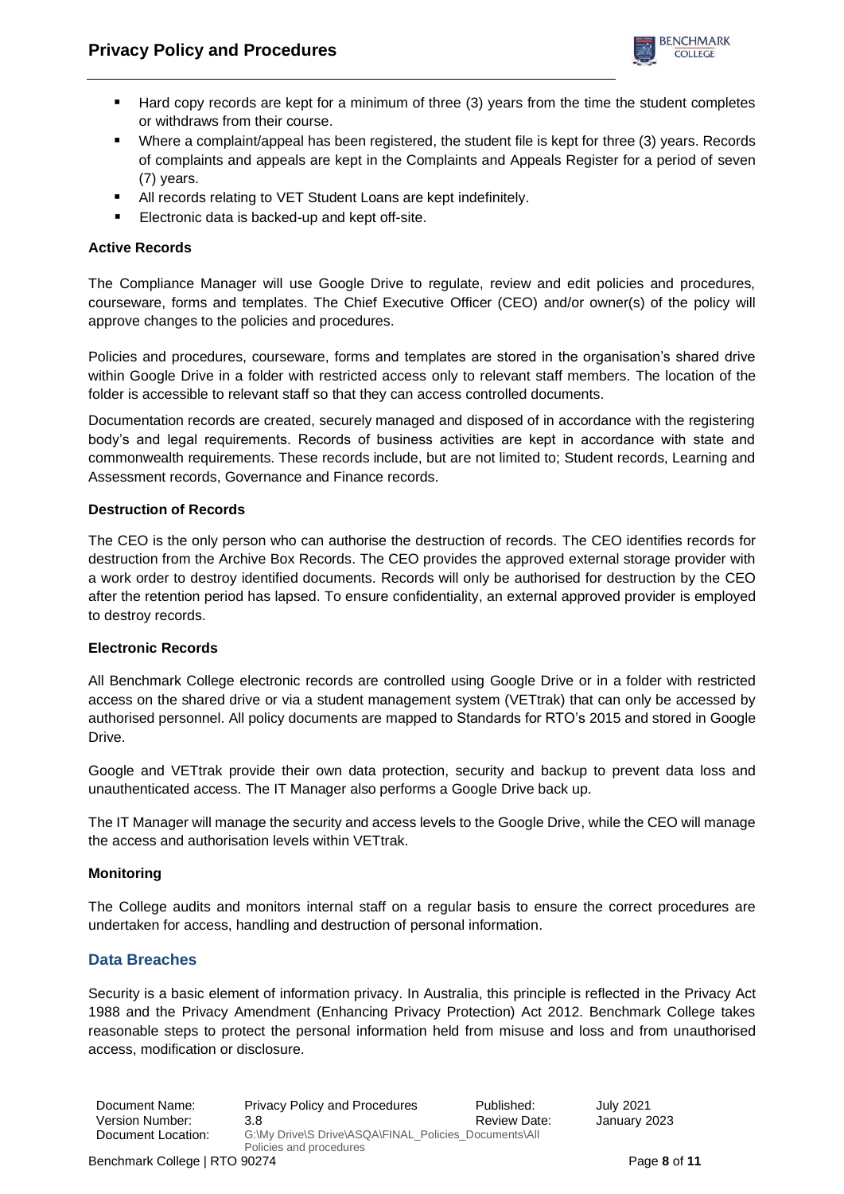- Hard copy records are kept for a minimum of three (3) years from the time the student completes or withdraws from their course.
- Where a complaint/appeal has been registered, the student file is kept for three (3) years. Records of complaints and appeals are kept in the Complaints and Appeals Register for a period of seven (7) years.
- All records relating to VET Student Loans are kept indefinitely.
- Electronic data is backed-up and kept off-site.

**Active Records**

The Compliance Manager will use Google Drive to regulate, review and edit policies and procedures, courseware, forms and templates. The Chief Executive Officer (CEO) and/or owner(s) of the policy will approve changes to the policies and procedures.

Policies and procedures, courseware, forms and templates are stored in the organisation's shared drive within Google Drive in a folder with restricted access only to relevant staff members. The location of the folder is accessible to relevant staff so that they can access controlled documents.

Documentation records are created, securely managed and disposed of in accordance with the registering body's and legal requirements. Records of business activities are kept in accordance with state and commonwealth requirements. These records include, but are not limited to; Student records, Learning and Assessment records, Governance and Finance records.

**Destruction of Records**

The CEO is the only person who can authorise the destruction of records. The CEO identifies records for destruction from the Archive Box Records. The CEO provides the approved external storage provider with a work order to destroy identified documents. Records will only be authorised for destruction by the CEO after the retention period has lapsed. To ensure confidentiality, an external approved provider is employed to destroy records.

**Electronic Records**

All Benchmark College electronic records are controlled using Google Drive or in a folder with restricted access on the shared drive or via a student management system (VETtrak) that can only be accessed by authorised personnel. All policy documents are mapped to Standards for RTO's 2015 and stored in Google Drive.

Google and VETtrak provide their own data protection, security and backup to prevent data loss and unauthenticated access. The IT Manager also performs a Google Drive back up.

The IT Manager will manage the security and access levels to the Google Drive, while the CEO will manage the access and authorisation levels within VETtrak.

**Monitoring**

The College audits and monitors internal staff on a regular basis to ensure the correct procedures are undertaken for access, handling and destruction of personal information.

## Data Breaches

Security is a basic element of information privacy. In Australia, this principle is reflected in the Privacy Act 1988 and the Privacy Amendment (Enhancing Privacy Protection) Act 2012. Benchmark College takes reasonable steps to protect the personal information held from misuse and loss and from unauthorised access, modification or disclosure.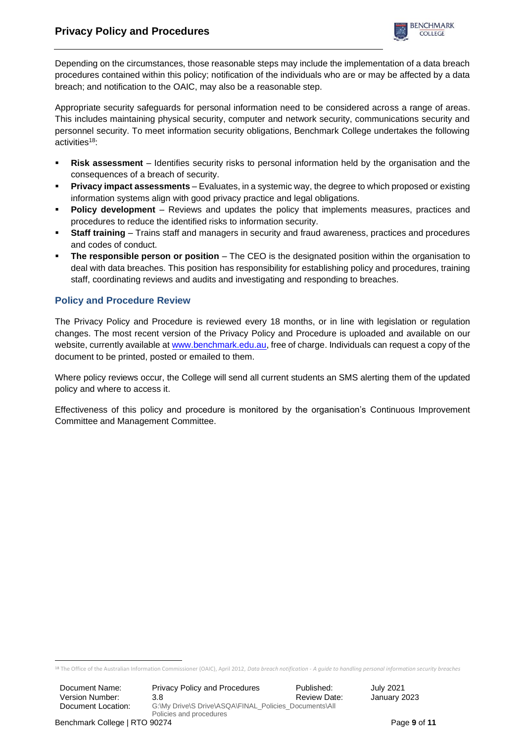Depending on the circumstances, those reasonable steps may include the implementation of a data breach procedures contained within this policy; notification of the individuals who are or may be affected by a data breach; and notification to the OAIC, may also be a reasonable step.

Appropriate security safeguards for personal information need to be considered across a range of areas. This includes maintaining physical security, computer and network security, communications security and personnel security. To meet information security obligations, Benchmark College undertakes the following activities[18]:

- **Risk assessment** – Identifies security risks to personal information held by the organisation and the consequences of a breach of security.
- **Privacy impact assessments** – Evaluates, in a systemic way, the degree to which proposed or existing information systems align with good privacy practice and legal obligations.
- **Policy development** – Reviews and updates the policy that implements measures, practices and procedures to reduce the identified risks to information security.
- **Staff training** – Trains staff and managers in security and fraud awareness, practices and procedures and codes of conduct.
- **The responsible person or position** – The CEO is the designated position within the organisation to deal with data breaches. This position has responsibility for establishing policy and procedures, training staff, coordinating reviews and audits and investigating and responding to breaches.

## Policy and Procedure Review

The Privacy Policy and Procedure is reviewed every 18 months, or in line with legislation or regulation changes. The most recent version of the Privacy Policy and Procedure is uploaded and available on our website, currently available at [www.benchmark.edu.au](http://www.benchmark.edu.au), free of charge. Individuals can request a copy of the document to be printed, posted or emailed to them.

Where policy reviews occur, the College will send all current students an SMS alerting them of the updated policy and where to access it.

Effectiveness of this policy and procedure is monitored by the organisation's Continuous Improvement Committee and Management Committee.

---

[18] The Office of the Australian Information Commissioner (OAIC), April 2012, *Data breach notification - A guide to handling personal information security breaches*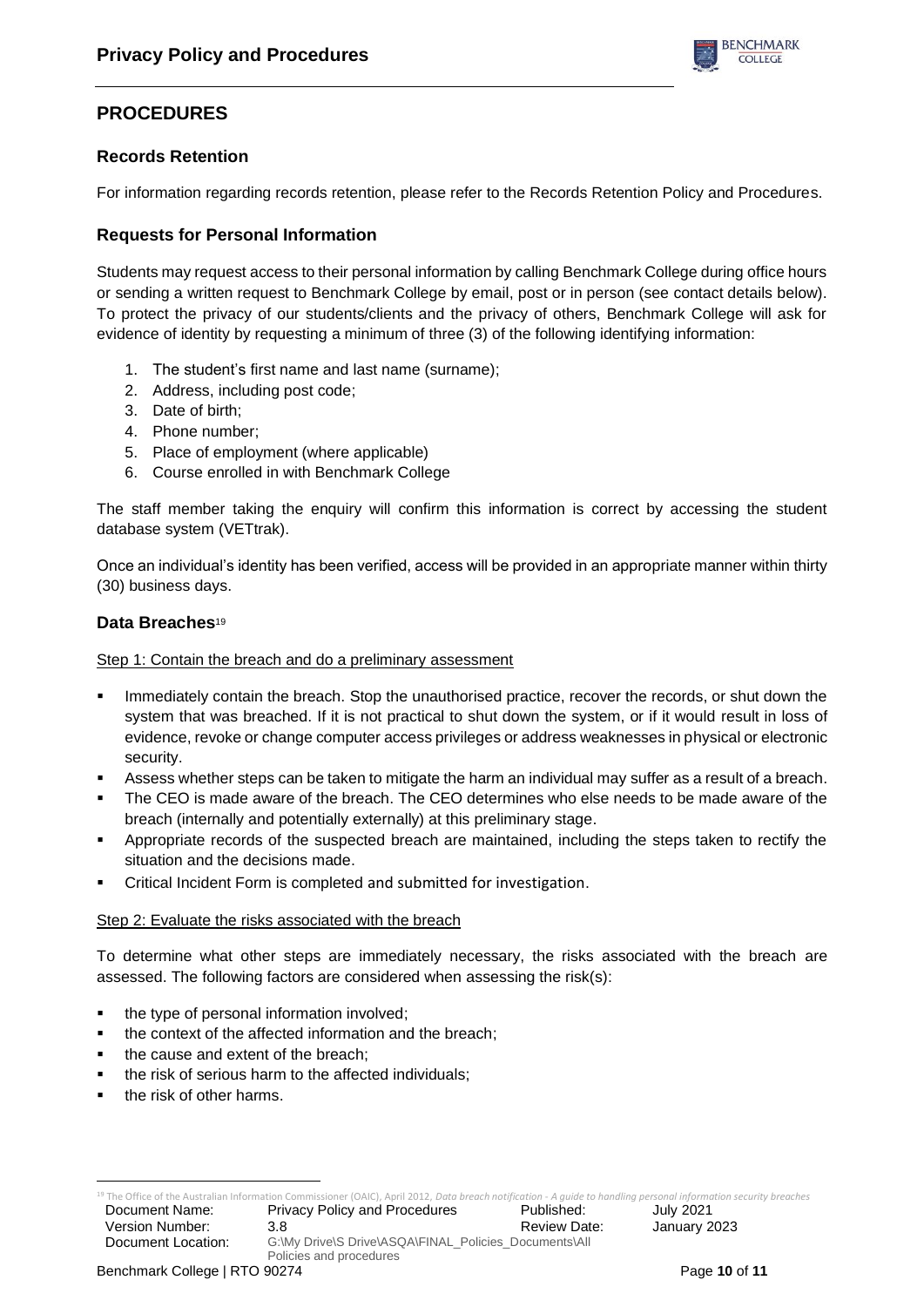## PROCEDURES

### Records Retention

For information regarding records retention, please refer to the Records Retention Policy and Procedures.

### Requests for Personal Information

Students may request access to their personal information by calling Benchmark College during office hours or sending a written request to Benchmark College by email, post or in person (see contact details below). To protect the privacy of our students/clients and the privacy of others, Benchmark College will ask for evidence of identity by requesting a minimum of three (3) of the following identifying information:

1. The student's first name and last name (surname);
2. Address, including post code;
3. Date of birth;
4. Phone number;
5. Place of employment (where applicable)
6. Course enrolled in with Benchmark College

The staff member taking the enquiry will confirm this information is correct by accessing the student database system (VETtrak).

Once an individual's identity has been verified, access will be provided in an appropriate manner within thirty (30) business days.

### Data Breaches[19]

Step 1: Contain the breach and do a preliminary assessment

- Immediately contain the breach. Stop the unauthorised practice, recover the records, or shut down the system that was breached. If it is not practical to shut down the system, or if it would result in loss of evidence, revoke or change computer access privileges or address weaknesses in physical or electronic security.
- Assess whether steps can be taken to mitigate the harm an individual may suffer as a result of a breach.
- The CEO is made aware of the breach. The CEO determines who else needs to be made aware of the breach (internally and potentially externally) at this preliminary stage.
- Appropriate records of the suspected breach are maintained, including the steps taken to rectify the situation and the decisions made.
- Critical Incident Form is completed and submitted for investigation.

Step 2: Evaluate the risks associated with the breach

To determine what other steps are immediately necessary, the risks associated with the breach are assessed. The following factors are considered when assessing the risk(s):

- the type of personal information involved;
- the context of the affected information and the breach;
- the cause and extent of the breach;
- the risk of serious harm to the affected individuals;
- the risk of other harms.

[19] The Office of the Australian Information Commissioner (OAIC), April 2012, *Data breach notification - A guide to handling personal information security breaches*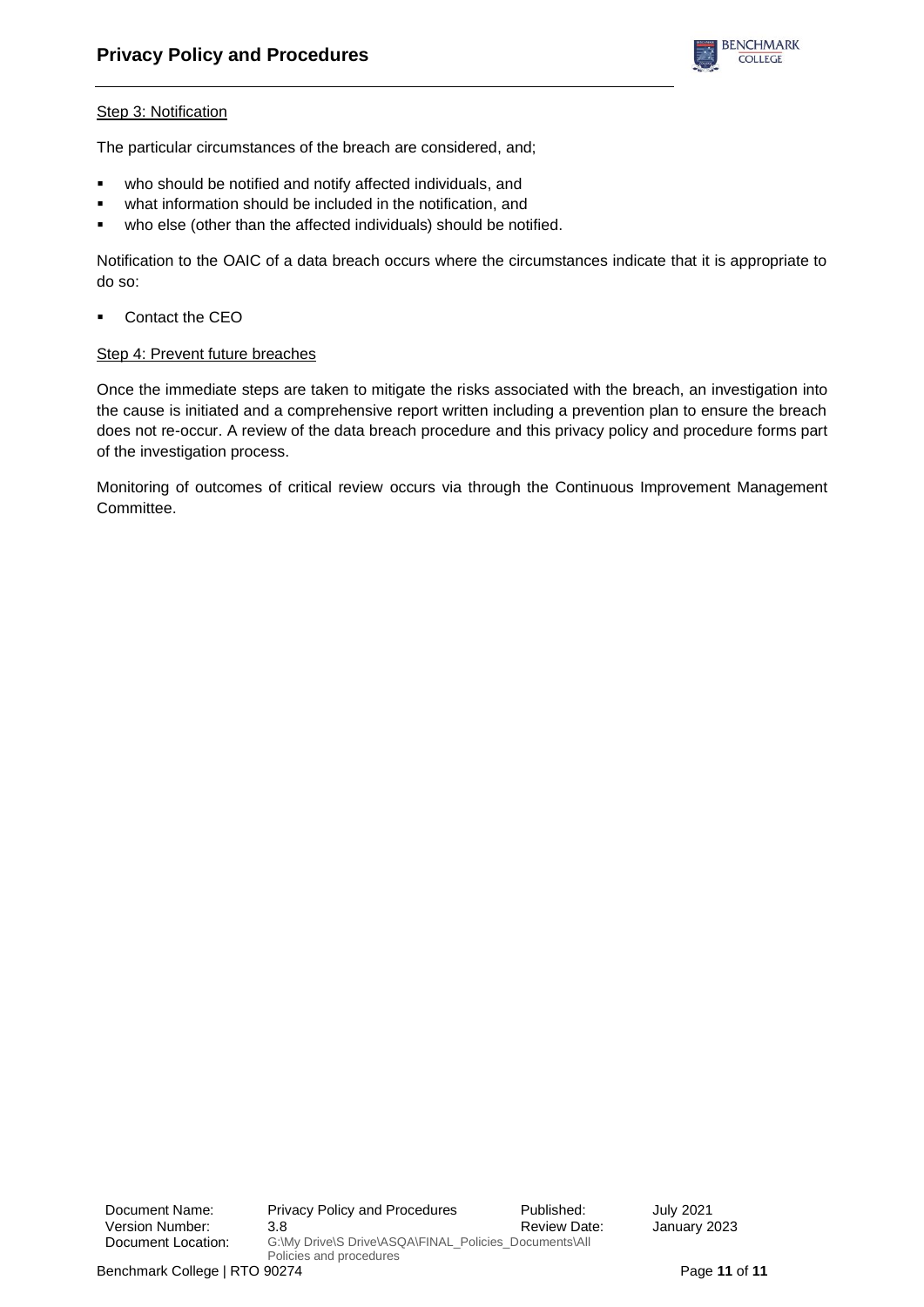Step 3: Notification

The particular circumstances of the breach are considered, and;

- who should be notified and notify affected individuals, and
- what information should be included in the notification, and
- who else (other than the affected individuals) should be notified.

Notification to the OAIC of a data breach occurs where the circumstances indicate that it is appropriate to do so:

- Contact the CEO

Step 4: Prevent future breaches

Once the immediate steps are taken to mitigate the risks associated with the breach, an investigation into the cause is initiated and a comprehensive report written including a prevention plan to ensure the breach does not re-occur. A review of the data breach procedure and this privacy policy and procedure forms part of the investigation process.

Monitoring of outcomes of critical review occurs via through the Continuous Improvement Management Committee.